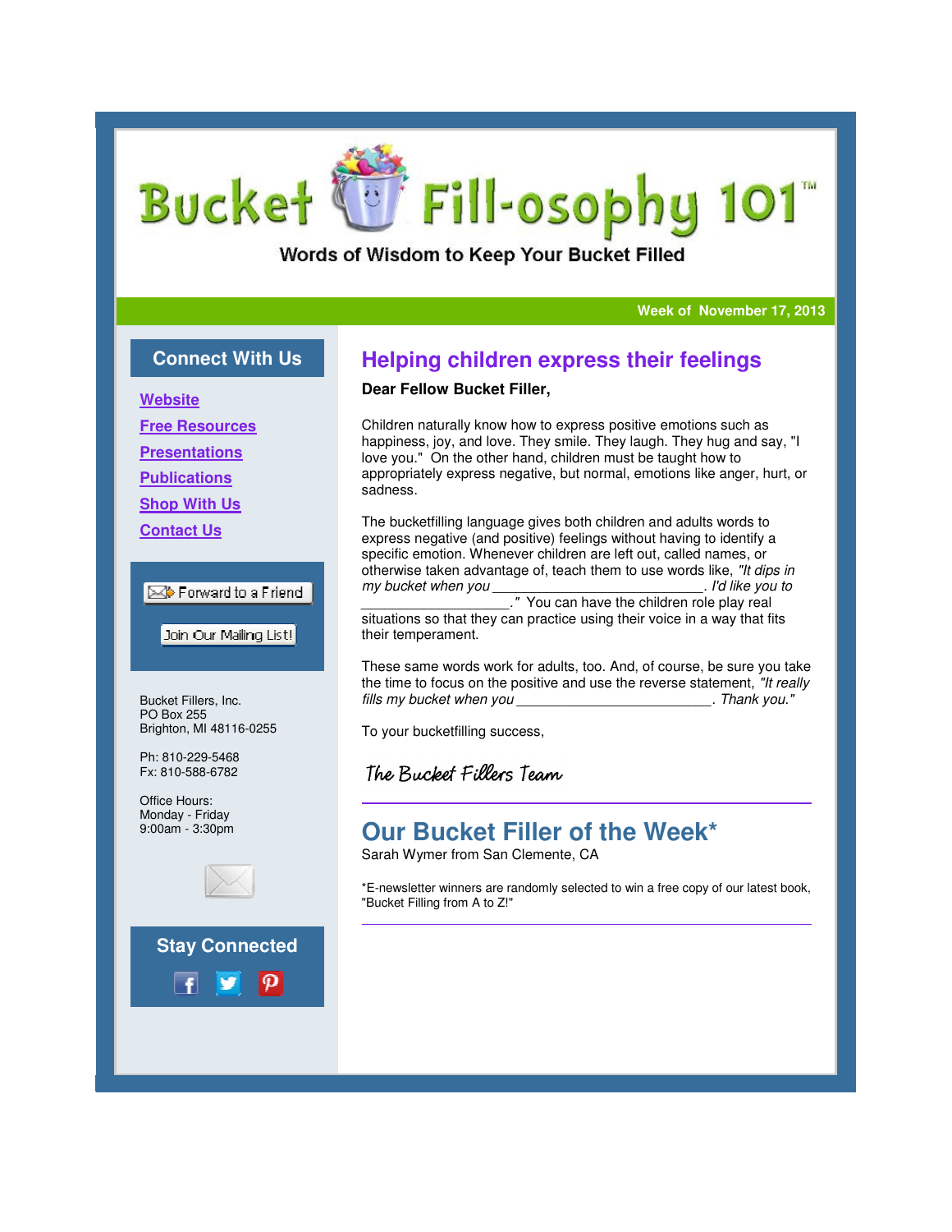# Bucket Fill-osophy 101™

Words of Wisdom to Keep Your Bucket Filled

**Week of November 17, 2013**

## Helping children express their feelings

**Dear Fellow Bucket Filler,**

Children naturally know how to express positive emotions such as happiness, joy, and love. They smile. They laugh. They hug and say, "I love you." On the other hand, children must be taught how to appropriately express negative, but normal, emotions like anger, hurt, or sadness.

The bucketfilling language gives both children and adults words to express negative (and positive) feelings without having to identify a specific emotion. Whenever children are left out, called names, or otherwise taken advantage of, teach them to use words like, *"It dips in my bucket when you \_\_\_\_\_\_\_\_\_\_\_\_\_\_\_\_\_\_\_\_\_\_\_\_\_\_\_\_. I'd like you to \_\_\_\_\_\_\_\_\_\_\_\_\_\_\_\_\_\_\_\_."* You can have the children role play real situations so that they can practice using their voice in a way that fits their temperament.

These same words work for adults, too. And, of course, be sure you take the time to focus on the positive and use the reverse statement, *"It really fills my bucket when you \_\_\_\_\_\_\_\_\_\_\_\_\_\_\_\_\_\_\_\_\_\_\_\_\_\_. Thank you."*

To your bucketfilling success,

*The Bucket Fillers Team*

---

## Our Bucket Filler of the Week*

Sarah Wymer from San Clemente, CA

*E-newsletter winners are randomly selected to win a free copy of our latest book, "Bucket Filling from A to Z!"

---

### Connect With Us

- Website
- Free Resources
- Presentations
- Publications
- Shop With Us
- Contact Us

Forward to a Friend

Join Our Mailing List!

Bucket Fillers, Inc.
PO Box 255
Brighton, MI 48116-0255

Ph: 810-229-5468
Fx: 810-588-6782

Office Hours:
Monday - Friday
9:00am - 3:30pm

### Stay Connected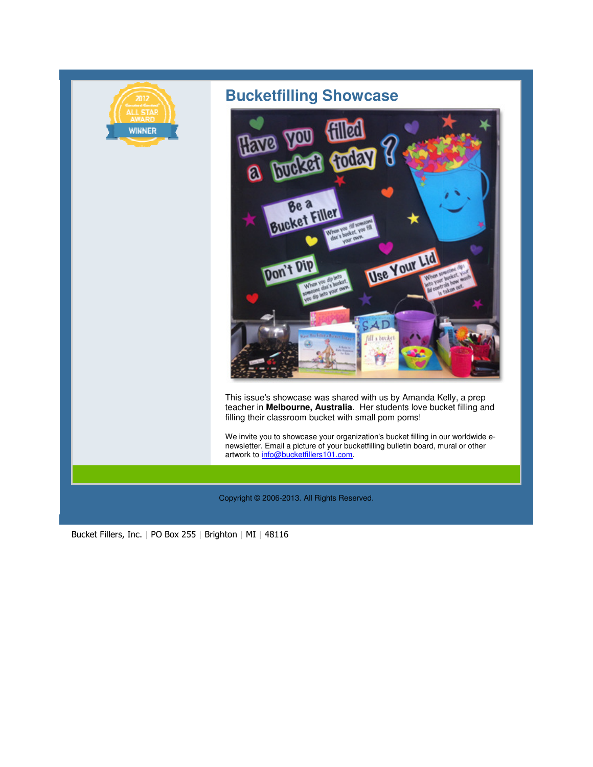## Bucketfilling Showcase

This issue's showcase was shared with us by Amanda Kelly, a prep teacher in **Melbourne, Australia**. Her students love bucket filling and filling their classroom bucket with small pom poms!

We invite you to showcase your organization's bucket filling in our worldwide e-newsletter. Email a picture of your bucketfilling bulletin board, mural or other artwork to info@bucketfillers101.com.

Copyright © 2006-2013. All Rights Reserved.

Bucket Fillers, Inc. | PO Box 255 | Brighton | MI | 48116